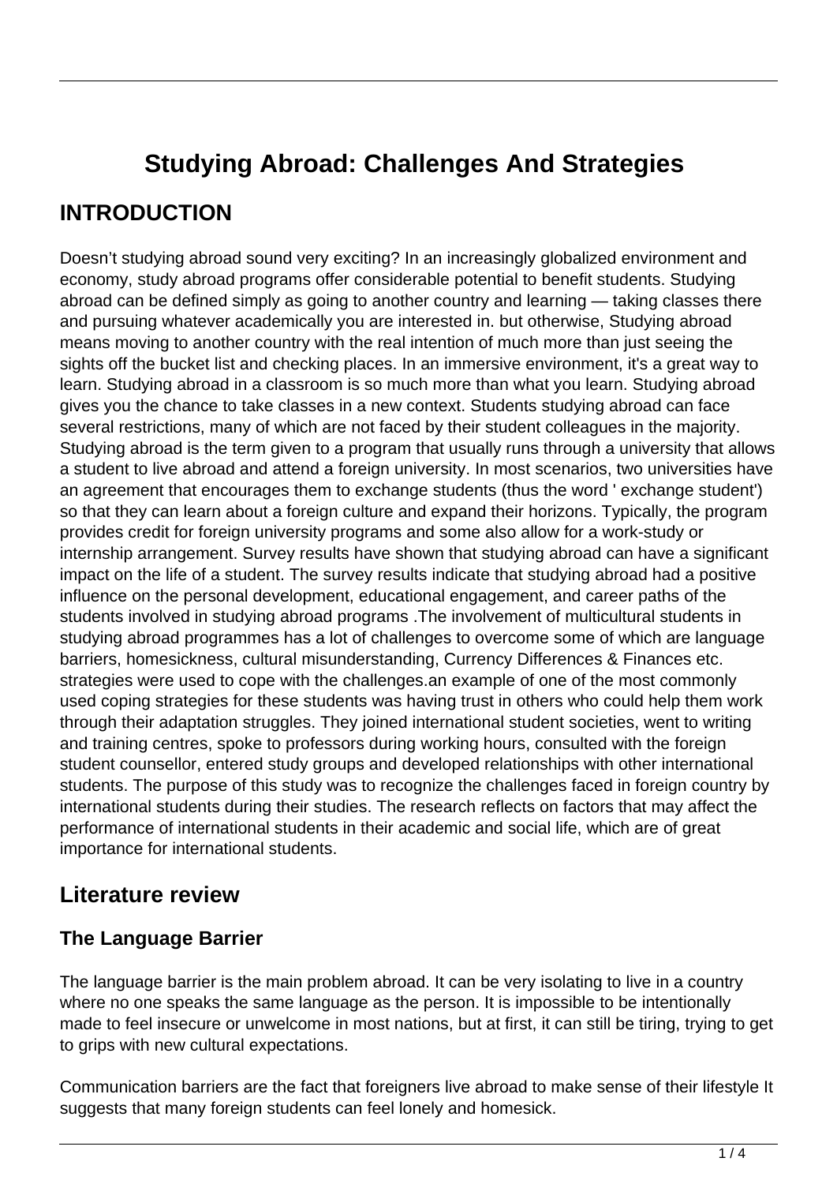# Studying Abroad: Challenges And Strategies

## INTRODUCTION

Doesn't studying abroad sound very exciting? In an increasingly globalized environment and economy, study abroad programs offer considerable potential to benefit students. Studying abroad can be defined simply as going to another country and learning — taking classes there and pursuing whatever academically you are interested in. but otherwise, Studying abroad means moving to another country with the real intention of much more than just seeing the sights off the bucket list and checking places. In an immersive environment, it's a great way to learn. Studying abroad in a classroom is so much more than what you learn. Studying abroad gives you the chance to take classes in a new context. Students studying abroad can face several restrictions, many of which are not faced by their student colleagues in the majority. Studying abroad is the term given to a program that usually runs through a university that allows a student to live abroad and attend a foreign university. In most scenarios, two universities have an agreement that encourages them to exchange students (thus the word ' exchange student') so that they can learn about a foreign culture and expand their horizons. Typically, the program provides credit for foreign university programs and some also allow for a work-study or internship arrangement. Survey results have shown that studying abroad can have a significant impact on the life of a student. The survey results indicate that studying abroad had a positive influence on the personal development, educational engagement, and career paths of the students involved in studying abroad programs .The involvement of multicultural students in studying abroad programmes has a lot of challenges to overcome some of which are language barriers, homesickness, cultural misunderstanding, Currency Differences & Finances etc. strategies were used to cope with the challenges.an example of one of the most commonly used coping strategies for these students was having trust in others who could help them work through their adaptation struggles. They joined international student societies, went to writing and training centres, spoke to professors during working hours, consulted with the foreign student counsellor, entered study groups and developed relationships with other international students. The purpose of this study was to recognize the challenges faced in foreign country by international students during their studies. The research reflects on factors that may affect the performance of international students in their academic and social life, which are of great importance for international students.

## Literature review

### The Language Barrier

The language barrier is the main problem abroad. It can be very isolating to live in a country where no one speaks the same language as the person. It is impossible to be intentionally made to feel insecure or unwelcome in most nations, but at first, it can still be tiring, trying to get to grips with new cultural expectations.

Communication barriers are the fact that foreigners live abroad to make sense of their lifestyle It suggests that many foreign students can feel lonely and homesick.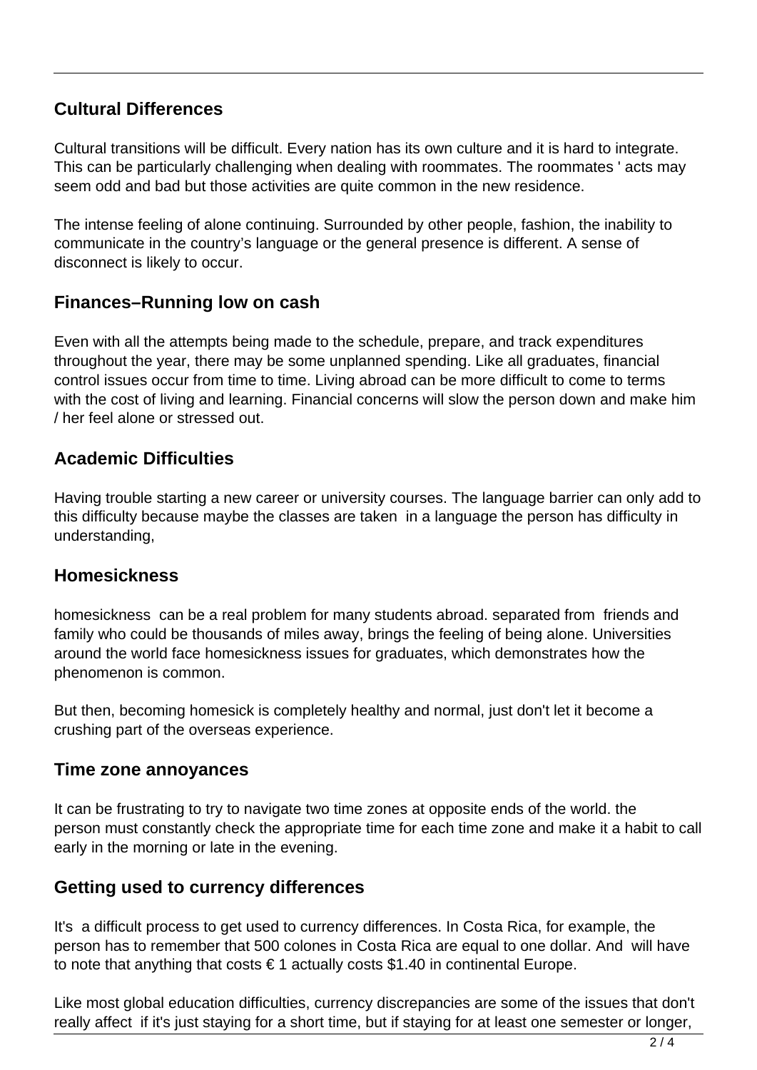## Cultural Differences

Cultural transitions will be difficult. Every nation has its own culture and it is hard to integrate. This can be particularly challenging when dealing with roommates. The roommates ' acts may seem odd and bad but those activities are quite common in the new residence.

The intense feeling of alone continuing. Surrounded by other people, fashion, the inability to communicate in the country's language or the general presence is different. A sense of disconnect is likely to occur.

## Finances–Running low on cash

Even with all the attempts being made to the schedule, prepare, and track expenditures throughout the year, there may be some unplanned spending. Like all graduates, financial control issues occur from time to time. Living abroad can be more difficult to come to terms with the cost of living and learning. Financial concerns will slow the person down and make him / her feel alone or stressed out.

## Academic Difficulties

Having trouble starting a new career or university courses. The language barrier can only add to this difficulty because maybe the classes are taken in a language the person has difficulty in understanding,

## Homesickness

homesickness can be a real problem for many students abroad. separated from friends and family who could be thousands of miles away, brings the feeling of being alone. Universities around the world face homesickness issues for graduates, which demonstrates how the phenomenon is common.

But then, becoming homesick is completely healthy and normal, just don't let it become a crushing part of the overseas experience.

## Time zone annoyances

It can be frustrating to try to navigate two time zones at opposite ends of the world. the person must constantly check the appropriate time for each time zone and make it a habit to call early in the morning or late in the evening.

## Getting used to currency differences

It's a difficult process to get used to currency differences. In Costa Rica, for example, the person has to remember that 500 colones in Costa Rica are equal to one dollar. And will have to note that anything that costs € 1 actually costs $1.40 in continental Europe.

Like most global education difficulties, currency discrepancies are some of the issues that don't really affect if it's just staying for a short time, but if staying for at least one semester or longer,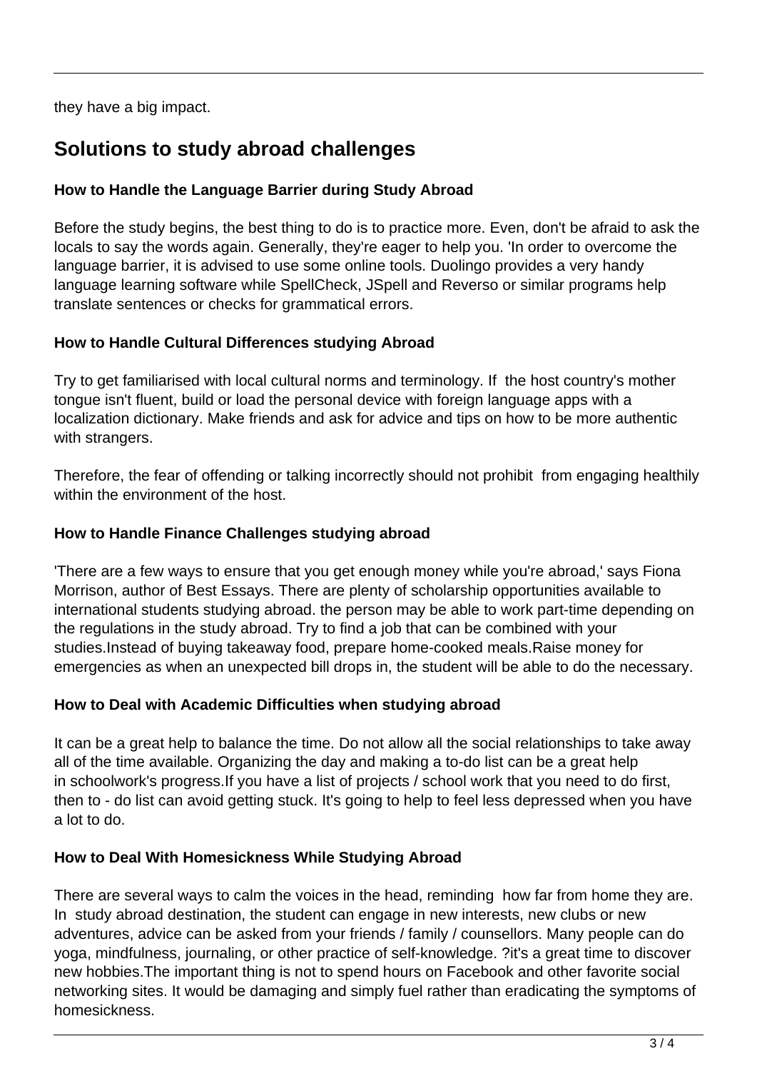they have a big impact.

## Solutions to study abroad challenges

### How to Handle the Language Barrier during Study Abroad

Before the study begins, the best thing to do is to practice more. Even, don't be afraid to ask the locals to say the words again. Generally, they're eager to help you. 'In order to overcome the language barrier, it is advised to use some online tools. Duolingo provides a very handy language learning software while SpellCheck, JSpell and Reverso or similar programs help translate sentences or checks for grammatical errors.

### How to Handle Cultural Differences studying Abroad

Try to get familiarised with local cultural norms and terminology. If the host country's mother tongue isn't fluent, build or load the personal device with foreign language apps with a localization dictionary. Make friends and ask for advice and tips on how to be more authentic with strangers.

Therefore, the fear of offending or talking incorrectly should not prohibit from engaging healthily within the environment of the host.

### How to Handle Finance Challenges studying abroad

'There are a few ways to ensure that you get enough money while you're abroad,' says Fiona Morrison, author of Best Essays. There are plenty of scholarship opportunities available to international students studying abroad. the person may be able to work part-time depending on the regulations in the study abroad. Try to find a job that can be combined with your studies.Instead of buying takeaway food, prepare home-cooked meals.Raise money for emergencies as when an unexpected bill drops in, the student will be able to do the necessary.

### How to Deal with Academic Difficulties when studying abroad

It can be a great help to balance the time. Do not allow all the social relationships to take away all of the time available. Organizing the day and making a to-do list can be a great help in schoolwork's progress.If you have a list of projects / school work that you need to do first, then to - do list can avoid getting stuck. It's going to help to feel less depressed when you have a lot to do.

### How to Deal With Homesickness While Studying Abroad

There are several ways to calm the voices in the head, reminding how far from home they are. In study abroad destination, the student can engage in new interests, new clubs or new adventures, advice can be asked from your friends / family / counsellors. Many people can do yoga, mindfulness, journaling, or other practice of self-knowledge. ?it's a great time to discover new hobbies.The important thing is not to spend hours on Facebook and other favorite social networking sites. It would be damaging and simply fuel rather than eradicating the symptoms of homesickness.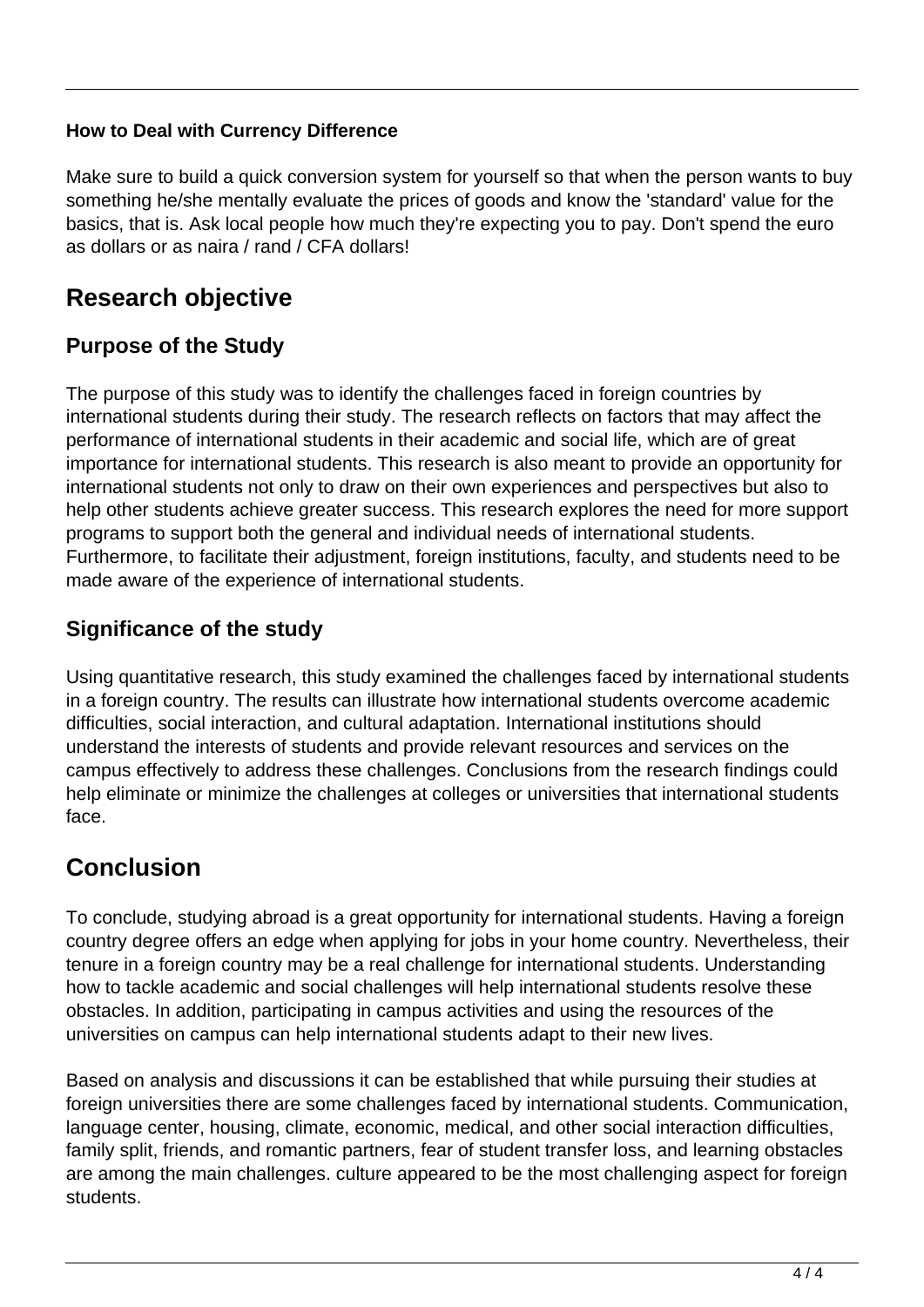**How to Deal with Currency Difference**

Make sure to build a quick conversion system for yourself so that when the person wants to buy something he/she mentally evaluate the prices of goods and know the 'standard' value for the basics, that is. Ask local people how much they're expecting you to pay. Don't spend the euro as dollars or as naira / rand / CFA dollars!

## Research objective

### Purpose of the Study

The purpose of this study was to identify the challenges faced in foreign countries by international students during their study. The research reflects on factors that may affect the performance of international students in their academic and social life, which are of great importance for international students. This research is also meant to provide an opportunity for international students not only to draw on their own experiences and perspectives but also to help other students achieve greater success. This research explores the need for more support programs to support both the general and individual needs of international students. Furthermore, to facilitate their adjustment, foreign institutions, faculty, and students need to be made aware of the experience of international students.

### Significance of the study

Using quantitative research, this study examined the challenges faced by international students in a foreign country. The results can illustrate how international students overcome academic difficulties, social interaction, and cultural adaptation. International institutions should understand the interests of students and provide relevant resources and services on the campus effectively to address these challenges. Conclusions from the research findings could help eliminate or minimize the challenges at colleges or universities that international students face.

## Conclusion

To conclude, studying abroad is a great opportunity for international students. Having a foreign country degree offers an edge when applying for jobs in your home country. Nevertheless, their tenure in a foreign country may be a real challenge for international students. Understanding how to tackle academic and social challenges will help international students resolve these obstacles. In addition, participating in campus activities and using the resources of the universities on campus can help international students adapt to their new lives.

Based on analysis and discussions it can be established that while pursuing their studies at foreign universities there are some challenges faced by international students. Communication, language center, housing, climate, economic, medical, and other social interaction difficulties, family split, friends, and romantic partners, fear of student transfer loss, and learning obstacles are among the main challenges. culture appeared to be the most challenging aspect for foreign students.